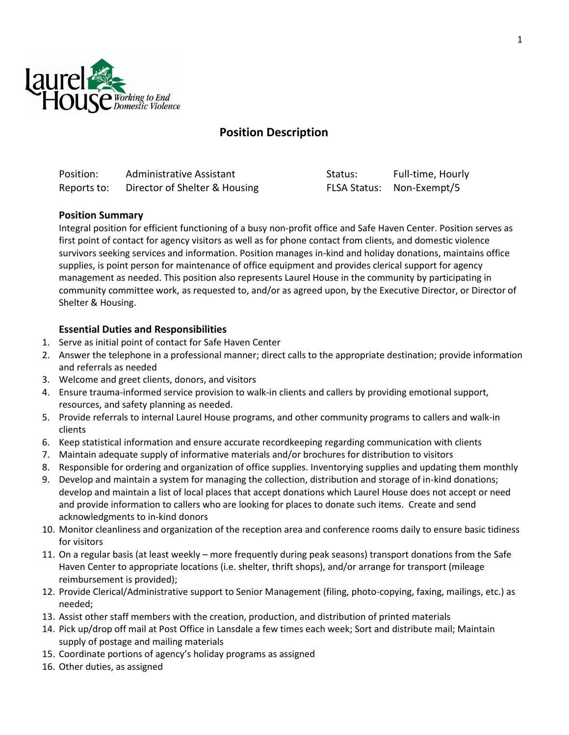Laurel House *Working to End Domestic Violence*

## Position Description

| | | | |
|---|---|---|---|
| Position: | Administrative Assistant | Status: | Full-time, Hourly |
| Reports to: | Director of Shelter & Housing | FLSA Status: | Non-Exempt/5 |

### Position Summary

Integral position for efficient functioning of a busy non-profit office and Safe Haven Center. Position serves as first point of contact for agency visitors as well as for phone contact from clients, and domestic violence survivors seeking services and information. Position manages in-kind and holiday donations, maintains office supplies, is point person for maintenance of office equipment and provides clerical support for agency management as needed. This position also represents Laurel House in the community by participating in community committee work, as requested to, and/or as agreed upon, by the Executive Director, or Director of Shelter & Housing.

### Essential Duties and Responsibilities

1. Serve as initial point of contact for Safe Haven Center
2. Answer the telephone in a professional manner; direct calls to the appropriate destination; provide information and referrals as needed
3. Welcome and greet clients, donors, and visitors
4. Ensure trauma-informed service provision to walk-in clients and callers by providing emotional support, resources, and safety planning as needed.
5. Provide referrals to internal Laurel House programs, and other community programs to callers and walk-in clients
6. Keep statistical information and ensure accurate recordkeeping regarding communication with clients
7. Maintain adequate supply of informative materials and/or brochures for distribution to visitors
8. Responsible for ordering and organization of office supplies. Inventorying supplies and updating them monthly
9. Develop and maintain a system for managing the collection, distribution and storage of in-kind donations; develop and maintain a list of local places that accept donations which Laurel House does not accept or need and provide information to callers who are looking for places to donate such items. Create and send acknowledgments to in-kind donors
10. Monitor cleanliness and organization of the reception area and conference rooms daily to ensure basic tidiness for visitors
11. On a regular basis (at least weekly – more frequently during peak seasons) transport donations from the Safe Haven Center to appropriate locations (i.e. shelter, thrift shops), and/or arrange for transport (mileage reimbursement is provided);
12. Provide Clerical/Administrative support to Senior Management (filing, photo-copying, faxing, mailings, etc.) as needed;
13. Assist other staff members with the creation, production, and distribution of printed materials
14. Pick up/drop off mail at Post Office in Lansdale a few times each week; Sort and distribute mail; Maintain supply of postage and mailing materials
15. Coordinate portions of agency's holiday programs as assigned
16. Other duties, as assigned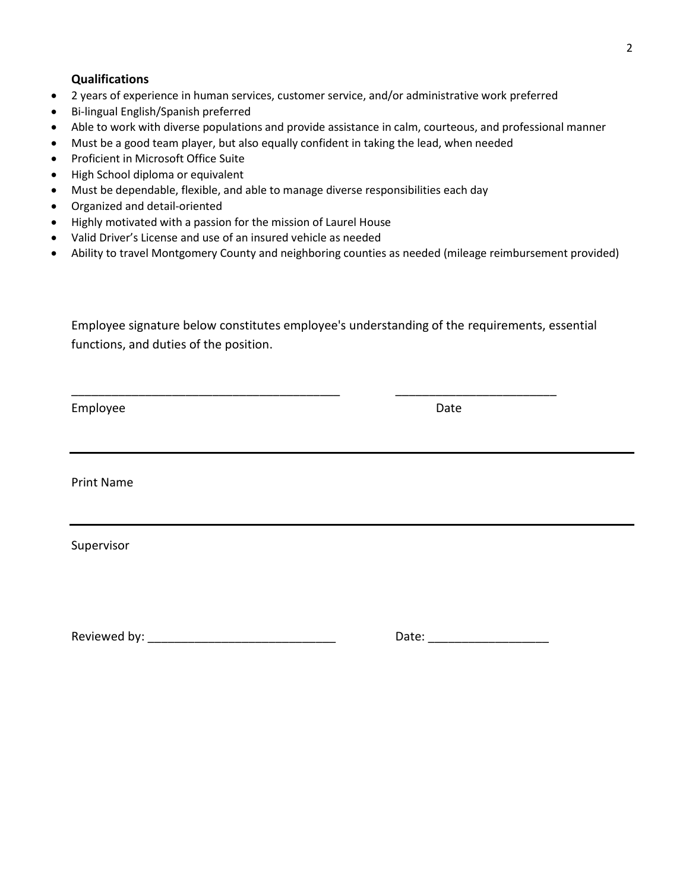**Qualifications**

- 2 years of experience in human services, customer service, and/or administrative work preferred
- Bi-lingual English/Spanish preferred
- Able to work with diverse populations and provide assistance in calm, courteous, and professional manner
- Must be a good team player, but also equally confident in taking the lead, when needed
- Proficient in Microsoft Office Suite
- High School diploma or equivalent
- Must be dependable, flexible, and able to manage diverse responsibilities each day
- Organized and detail-oriented
- Highly motivated with a passion for the mission of Laurel House
- Valid Driver's License and use of an insured vehicle as needed
- Ability to travel Montgomery County and neighboring counties as needed (mileage reimbursement provided)

Employee signature below constitutes employee's understanding of the requirements, essential functions, and duties of the position.

_________________________________________ ________________________

Employee Date

_________________________________________

Print Name

_________________________________________

Supervisor

Reviewed by: ____________________________ Date: __________________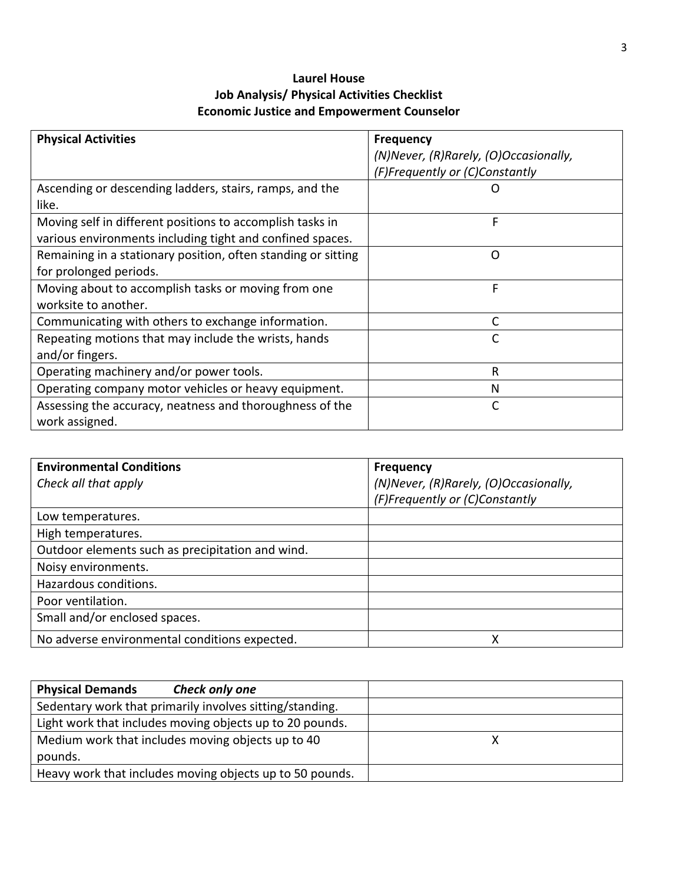**Laurel House**
**Job Analysis/ Physical Activities Checklist**
**Economic Justice and Empowerment Counselor**

| **Physical Activities** | **Frequency** *(N)Never, (R)Rarely, (O)Occasionally, (F)Frequently or (C)Constantly* |
|---|---|
| Ascending or descending ladders, stairs, ramps, and the like. | O |
| Moving self in different positions to accomplish tasks in various environments including tight and confined spaces. | F |
| Remaining in a stationary position, often standing or sitting for prolonged periods. | O |
| Moving about to accomplish tasks or moving from one worksite to another. | F |
| Communicating with others to exchange information. | C |
| Repeating motions that may include the wrists, hands and/or fingers. | C |
| Operating machinery and/or power tools. | R |
| Operating company motor vehicles or heavy equipment. | N |
| Assessing the accuracy, neatness and thoroughness of the work assigned. | C |

| **Environmental Conditions** *Check all that apply* | **Frequency** *(N)Never, (R)Rarely, (O)Occasionally, (F)Frequently or (C)Constantly* |
|---|---|
| Low temperatures. | |
| High temperatures. | |
| Outdoor elements such as precipitation and wind. | |
| Noisy environments. | |
| Hazardous conditions. | |
| Poor ventilation. | |
| Small and/or enclosed spaces. | |
| No adverse environmental conditions expected. | X |

| **Physical Demands** *Check only one* | |
|---|---|
| Sedentary work that primarily involves sitting/standing. | |
| Light work that includes moving objects up to 20 pounds. | |
| Medium work that includes moving objects up to 40 pounds. | X |
| Heavy work that includes moving objects up to 50 pounds. | |